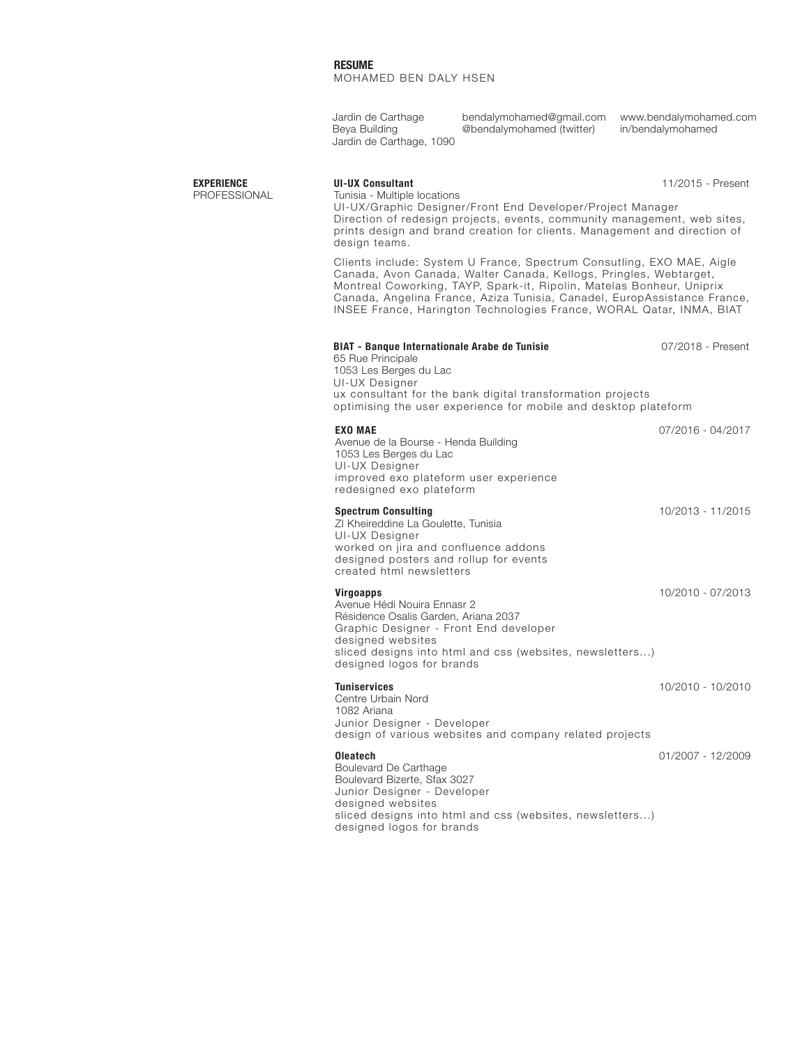# RESUME

MOHAMED BEN DALY HSEN

Jardin de Carthage
Beya Building
Jardin de Carthage, 1090

bendalymohamed@gmail.com
@bendalymohamed (twitter)

www.bendalymohamed.com
in/bendalymohamed

## EXPERIENCE PROFESSIONAL

**UI-UX Consultant** — 11/2015 - Present

Tunisia - Multiple locations
UI-UX/Graphic Designer/Front End Developer/Project Manager
Direction of redesign projects, events, community management, web sites, prints design and brand creation for clients. Management and direction of design teams.

Clients include: System U France, Spectrum Consutling, EXO MAE, Aigle Canada, Avon Canada, Walter Canada, Kellogs, Pringles, Webtarget, Montreal Coworking, TAYP, Spark-it, Ripolin, Matelas Bonheur, Uniprix Canada, Angelina France, Aziza Tunisia, Canadel, EuropAssistance France, INSEE France, Harington Technologies France, WORAL Qatar, INMA, BIAT

**BIAT - Banque Internationale Arabe de Tunisie** — 07/2018 - Present

65 Rue Principale
1053 Les Berges du Lac
UI-UX Designer
ux consultant for the bank digital transformation projects
optimising the user experience for mobile and desktop plateform

**EXO MAE** — 07/2016 - 04/2017

Avenue de la Bourse - Henda Building
1053 Les Berges du Lac
UI-UX Designer
improved exo plateform user experience
redesigned exo plateform

**Spectrum Consulting** — 10/2013 - 11/2015

ZI Kheireddine La Goulette, Tunisia
UI-UX Designer
worked on jira and confluence addons
designed posters and rollup for events
created html newsletters

**Virgoapps** — 10/2010 - 07/2013

Avenue Hédi Nouira Ennasr 2
Résidence Osalis Garden, Ariana 2037
Graphic Designer - Front End developer
designed websites
sliced designs into html and css (websites, newsletters...)
designed logos for brands

**Tuniservices** — 10/2010 - 10/2010

Centre Urbain Nord
1082 Ariana
Junior Designer - Developer
design of various websites and company related projects

**Oleatech** — 01/2007 - 12/2009

Boulevard De Carthage
Boulevard Bizerte, Sfax 3027
Junior Designer - Developer
designed websites
sliced designs into html and css (websites, newsletters...)
designed logos for brands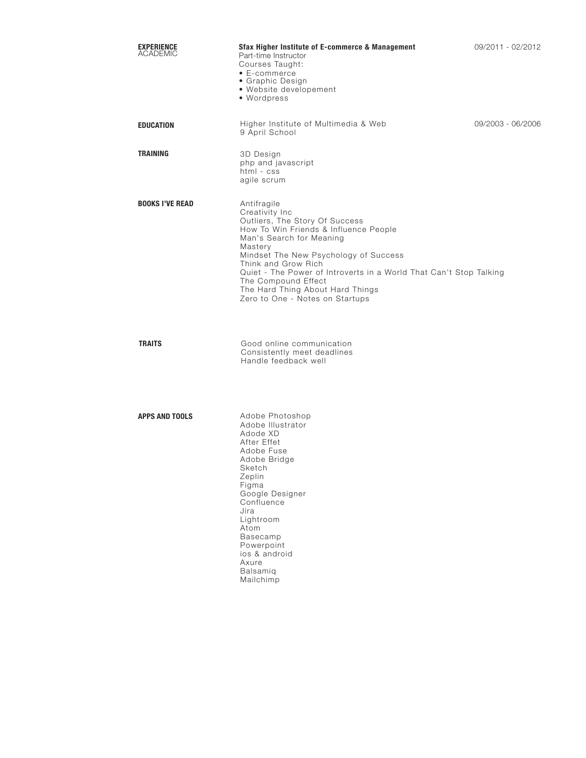## EXPERIENCE
ACADEMIC

**Sfax Higher Institute of E-commerce & Management** 09/2011 - 02/2012
Part-time Instructor
Courses Taught:
- E-commerce
- Graphic Design
- Website developement
- Wordpress

## EDUCATION

Higher Institute of Multimedia & Web 09/2003 - 06/2006
9 April School

## TRAINING

3D Design
php and javascript
html - css
agile scrum

## BOOKS I'VE READ

Antifragile
Creativity Inc
Outliers, The Story Of Success
How To Win Friends & Influence People
Man's Search for Meaning
Mastery
Mindset The New Psychology of Success
Think and Grow Rich
Quiet - The Power of Introverts in a World That Can't Stop Talking
The Compound Effect
The Hard Thing About Hard Things
Zero to One - Notes on Startups

## TRAITS

Good online communication
Consistently meet deadlines
Handle feedback well

## APPS AND TOOLS

Adobe Photoshop
Adobe Illustrator
Adode XD
After Effet
Adobe Fuse
Adobe Bridge
Sketch
Zeplin
Figma
Google Designer
Confluence
Jira
Lightroom
Atom
Basecamp
Powerpoint
ios & android
Axure
Balsamiq
Mailchimp